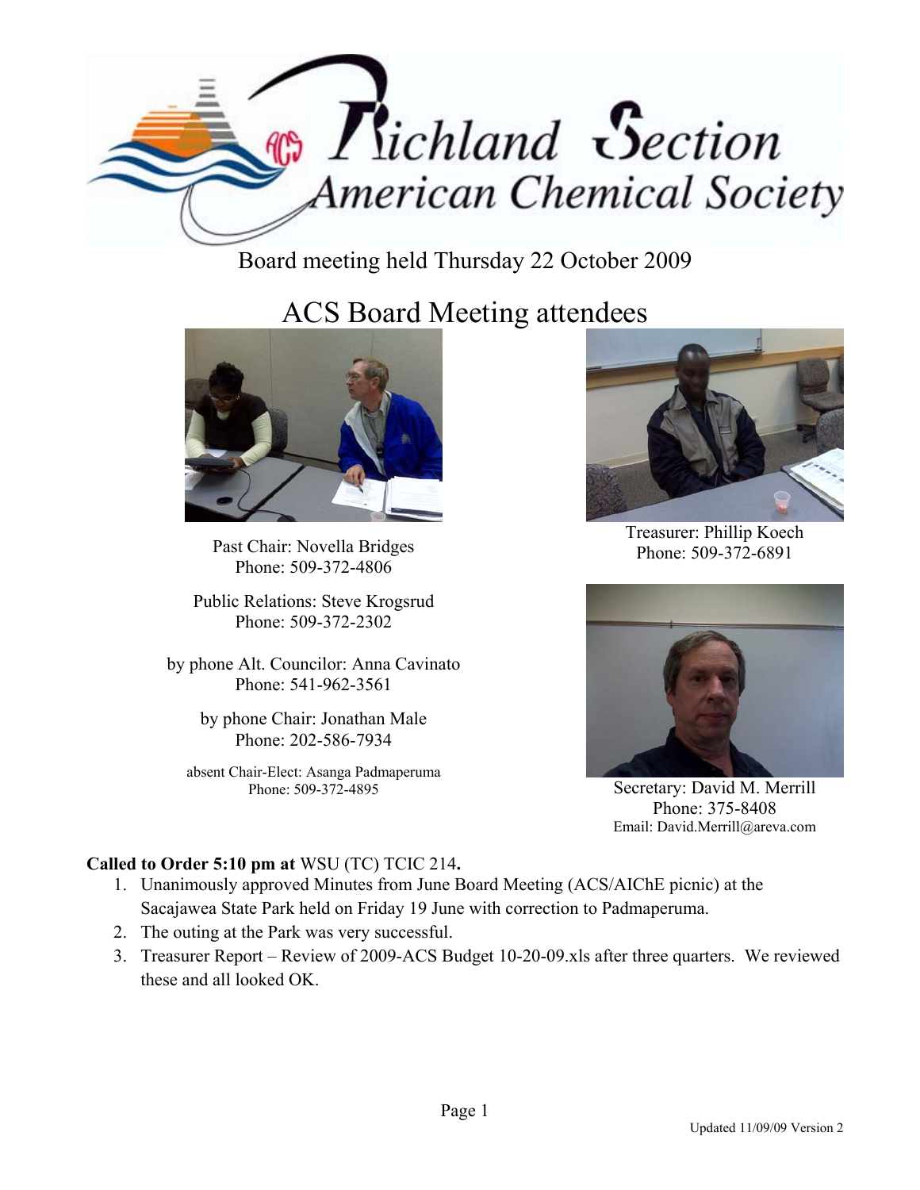# Richland Section American Chemical Society

Board meeting held Thursday 22 October 2009

## ACS Board Meeting attendees

Past Chair: Novella Bridges
Phone: 509-372-4806

Public Relations: Steve Krogsrud
Phone: 509-372-2302

by phone Alt. Councilor: Anna Cavinato
Phone: 541-962-3561

by phone Chair: Jonathan Male
Phone: 202-586-7934

absent Chair-Elect: Asanga Padmaperuma
Phone: 509-372-4895

Treasurer: Phillip Koech
Phone: 509-372-6891

Secretary: David M. Merrill
Phone: 375-8408
Email: David.Merrill@areva.com

**Called to Order 5:10 pm at** WSU (TC) TCIC 214**.**

1. Unanimously approved Minutes from June Board Meeting (ACS/AIChE picnic) at the Sacajawea State Park held on Friday 19 June with correction to Padmaperuma.
2. The outing at the Park was very successful.
3. Treasurer Report – Review of 2009-ACS Budget 10-20-09.xls after three quarters. We reviewed these and all looked OK.

Updated 11/09/09 Version 2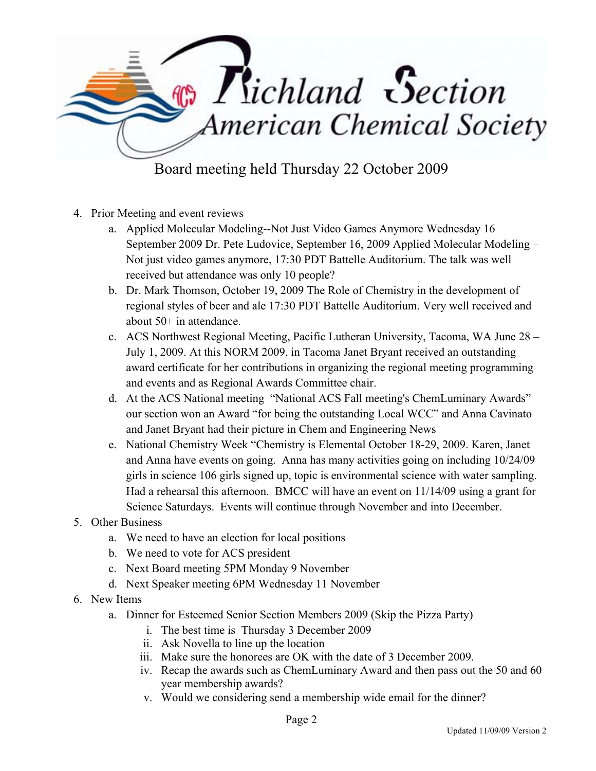# Richland Section American Chemical Society

Board meeting held Thursday 22 October 2009

4. Prior Meeting and event reviews
   a. Applied Molecular Modeling--Not Just Video Games Anymore Wednesday 16 September 2009 Dr. Pete Ludovice, September 16, 2009 Applied Molecular Modeling – Not just video games anymore, 17:30 PDT Battelle Auditorium. The talk was well received but attendance was only 10 people?
   b. Dr. Mark Thomson, October 19, 2009 The Role of Chemistry in the development of regional styles of beer and ale 17:30 PDT Battelle Auditorium. Very well received and about 50+ in attendance.
   c. ACS Northwest Regional Meeting, Pacific Lutheran University, Tacoma, WA June 28 – July 1, 2009. At this NORM 2009, in Tacoma Janet Bryant received an outstanding award certificate for her contributions in organizing the regional meeting programming and events and as Regional Awards Committee chair.
   d. At the ACS National meeting "National ACS Fall meeting's ChemLuminary Awards" our section won an Award "for being the outstanding Local WCC" and Anna Cavinato and Janet Bryant had their picture in Chem and Engineering News
   e. National Chemistry Week "Chemistry is Elemental October 18-29, 2009. Karen, Janet and Anna have events on going. Anna has many activities going on including 10/24/09 girls in science 106 girls signed up, topic is environmental science with water sampling. Had a rehearsal this afternoon. BMCC will have an event on 11/14/09 using a grant for Science Saturdays. Events will continue through November and into December.
5. Other Business
   a. We need to have an election for local positions
   b. We need to vote for ACS president
   c. Next Board meeting 5PM Monday 9 November
   d. Next Speaker meeting 6PM Wednesday 11 November
6. New Items
   a. Dinner for Esteemed Senior Section Members 2009 (Skip the Pizza Party)
      i. The best time is Thursday 3 December 2009
      ii. Ask Novella to line up the location
      iii. Make sure the honorees are OK with the date of 3 December 2009.
      iv. Recap the awards such as ChemLuminary Award and then pass out the 50 and 60 year membership awards?
      v. Would we considering send a membership wide email for the dinner?

Updated 11/09/09 Version 2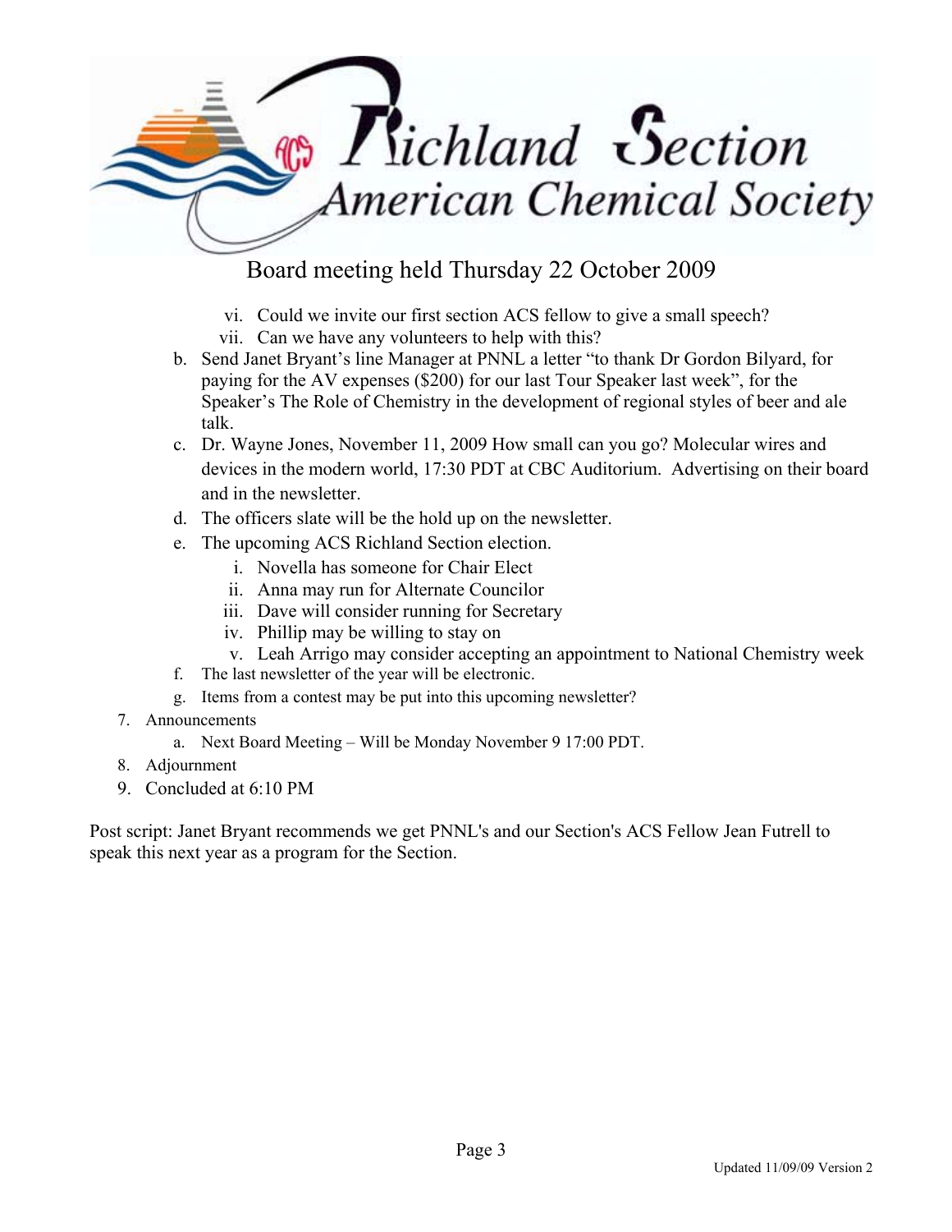# Richland Section American Chemical Society

Board meeting held Thursday 22 October 2009

   - vi. Could we invite our first section ACS fellow to give a small speech?
   - vii. Can we have any volunteers to help with this?

- b. Send Janet Bryant's line Manager at PNNL a letter "to thank Dr Gordon Bilyard, for paying for the AV expenses ($200) for our last Tour Speaker last week", for the Speaker's The Role of Chemistry in the development of regional styles of beer and ale talk.
- c. Dr. Wayne Jones, November 11, 2009 How small can you go? Molecular wires and devices in the modern world, 17:30 PDT at CBC Auditorium. Advertising on their board and in the newsletter.
- d. The officers slate will be the hold up on the newsletter.
- e. The upcoming ACS Richland Section election.
   - i. Novella has someone for Chair Elect
   - ii. Anna may run for Alternate Councilor
   - iii. Dave will consider running for Secretary
   - iv. Phillip may be willing to stay on
   - v. Leah Arrigo may consider accepting an appointment to National Chemistry week
- f. The last newsletter of the year will be electronic.
- g. Items from a contest may be put into this upcoming newsletter?

7. Announcements
   - a. Next Board Meeting – Will be Monday November 9 17:00 PDT.
8. Adjournment
9. Concluded at 6:10 PM

Post script: Janet Bryant recommends we get PNNL's and our Section's ACS Fellow Jean Futrell to speak this next year as a program for the Section.

Updated 11/09/09 Version 2